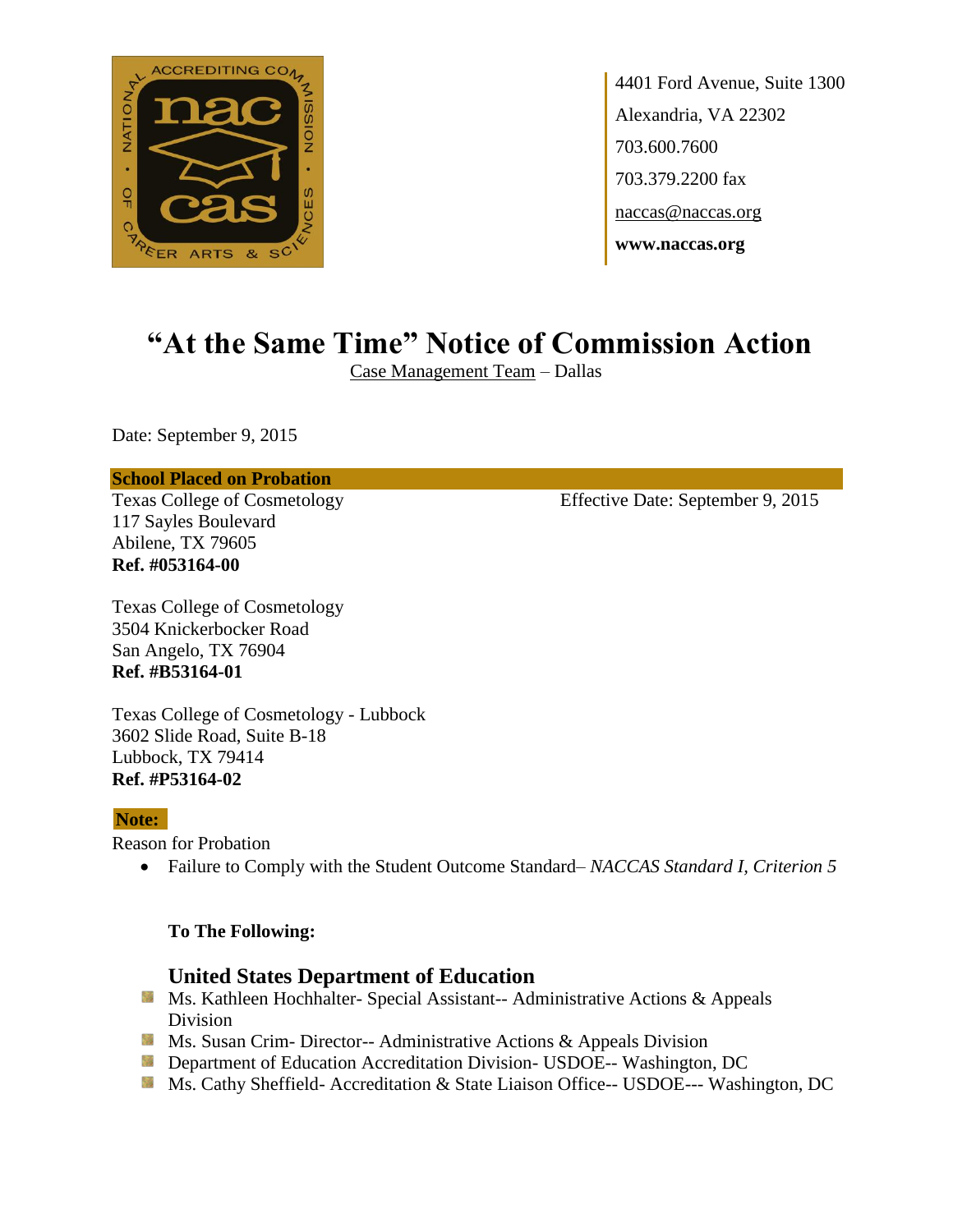4401 Ford Avenue, Suite 1300
Alexandria, VA 22302
703.600.7600
703.379.2200 fax
naccas@naccas.org
**www.naccas.org**

# "At the Same Time" Notice of Commission Action

Case Management Team – Dallas

Date: September 9, 2015

**School Placed on Probation**

Texas College of Cosmetology
117 Sayles Boulevard
Abilene, TX 79605
**Ref. #053164-00**

Effective Date: September 9, 2015

Texas College of Cosmetology
3504 Knickerbocker Road
San Angelo, TX 76904
**Ref. #B53164-01**

Texas College of Cosmetology - Lubbock
3602 Slide Road, Suite B-18
Lubbock, TX 79414
**Ref. #P53164-02**

**Note:**

Reason for Probation

- Failure to Comply with the Student Outcome Standard– *NACCAS Standard I, Criterion 5*

**To The Following:**

### United States Department of Education

- Ms. Kathleen Hochhalter- Special Assistant-- Administrative Actions & Appeals Division
- Ms. Susan Crim- Director-- Administrative Actions & Appeals Division
- Department of Education Accreditation Division- USDOE-- Washington, DC
- Ms. Cathy Sheffield- Accreditation & State Liaison Office-- USDOE--- Washington, DC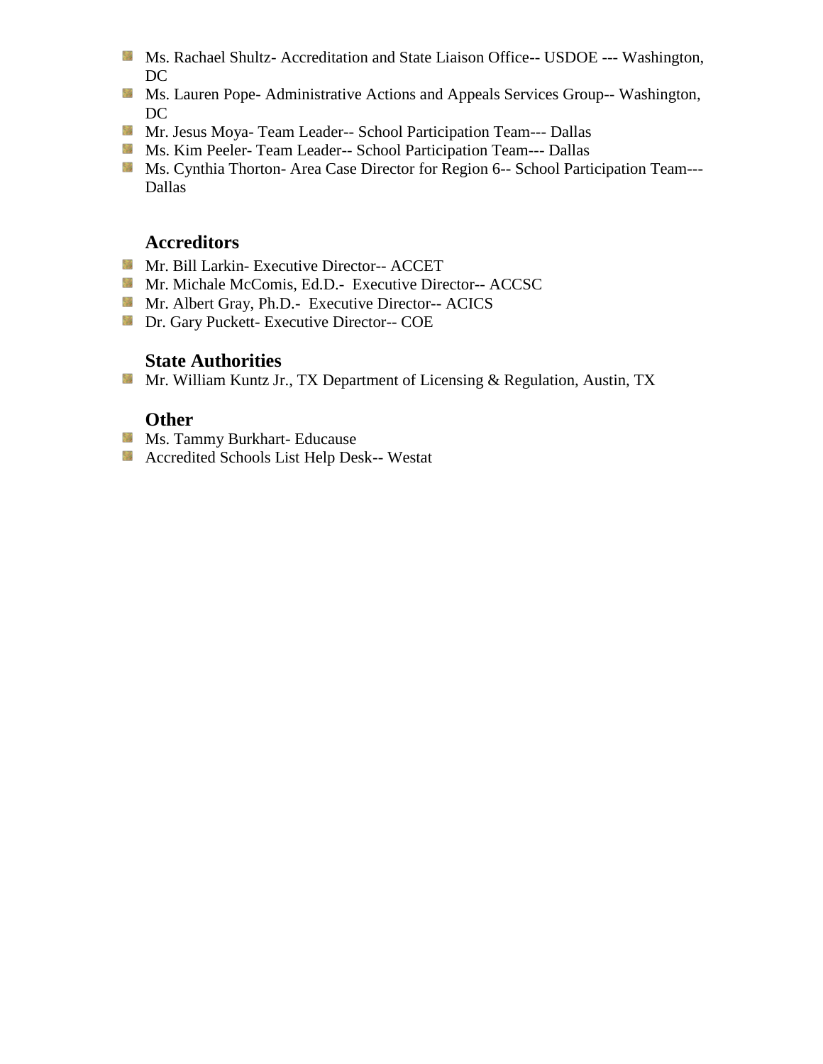- Ms. Rachael Shultz- Accreditation and State Liaison Office-- USDOE --- Washington, DC
- Ms. Lauren Pope- Administrative Actions and Appeals Services Group-- Washington, DC
- Mr. Jesus Moya- Team Leader-- School Participation Team--- Dallas
- Ms. Kim Peeler- Team Leader-- School Participation Team--- Dallas
- Ms. Cynthia Thorton- Area Case Director for Region 6-- School Participation Team--- Dallas

### Accreditors

- Mr. Bill Larkin- Executive Director-- ACCET
- Mr. Michale McComis, Ed.D.- Executive Director-- ACCSC
- Mr. Albert Gray, Ph.D.- Executive Director-- ACICS
- Dr. Gary Puckett- Executive Director-- COE

### State Authorities

- Mr. William Kuntz Jr., TX Department of Licensing & Regulation, Austin, TX

### Other

- Ms. Tammy Burkhart- Educause
- Accredited Schools List Help Desk-- Westat